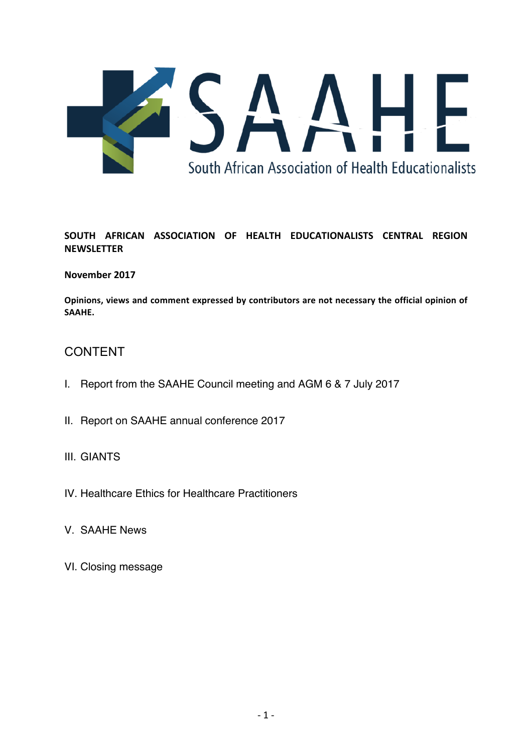SAAHE

South African Association of Health Educationalists

**SOUTH AFRICAN ASSOCIATION OF HEALTH EDUCATIONALISTS CENTRAL REGION NEWSLETTER**

**November 2017**

**Opinions, views and comment expressed by contributors are not necessary the official opinion of SAAHE.**

## CONTENT

I. Report from the SAAHE Council meeting and AGM 6 & 7 July 2017

II. Report on SAAHE annual conference 2017

III. GIANTS

IV. Healthcare Ethics for Healthcare Practitioners

V. SAAHE News

VI. Closing message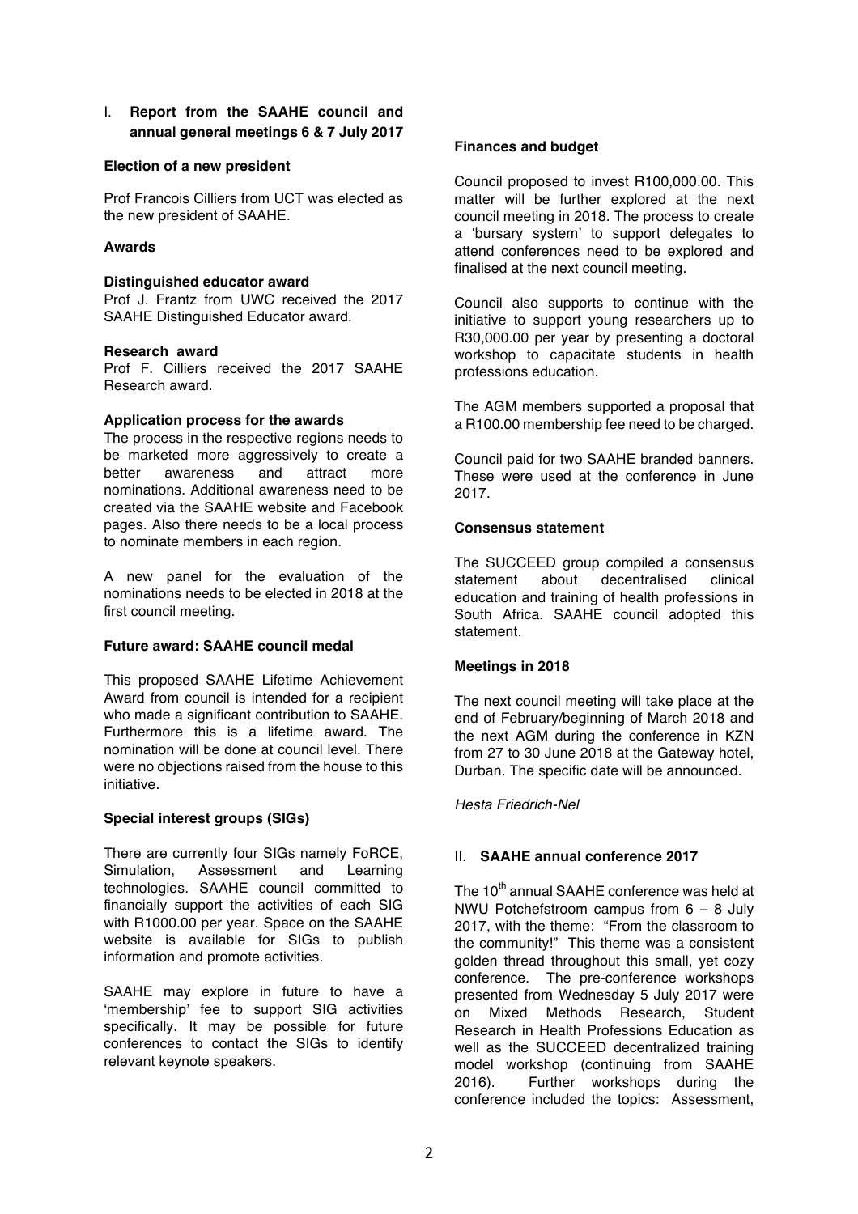## I. Report from the SAAHE council and annual general meetings 6 & 7 July 2017

**Election of a new president**

Prof Francois Cilliers from UCT was elected as the new president of SAAHE.

**Awards**

**Distinguished educator award**

Prof J. Frantz from UWC received the 2017 SAAHE Distinguished Educator award.

**Research award**

Prof F. Cilliers received the 2017 SAAHE Research award.

**Application process for the awards**

The process in the respective regions needs to be marketed more aggressively to create a better awareness and attract more nominations. Additional awareness need to be created via the SAAHE website and Facebook pages. Also there needs to be a local process to nominate members in each region.

A new panel for the evaluation of the nominations needs to be elected in 2018 at the first council meeting.

**Future award: SAAHE council medal**

This proposed SAAHE Lifetime Achievement Award from council is intended for a recipient who made a significant contribution to SAAHE. Furthermore this is a lifetime award. The nomination will be done at council level. There were no objections raised from the house to this initiative.

**Special interest groups (SIGs)**

There are currently four SIGs namely FoRCE, Simulation, Assessment and Learning technologies. SAAHE council committed to financially support the activities of each SIG with R1000.00 per year. Space on the SAAHE website is available for SIGs to publish information and promote activities.

SAAHE may explore in future to have a 'membership' fee to support SIG activities specifically. It may be possible for future conferences to contact the SIGs to identify relevant keynote speakers.

**Finances and budget**

Council proposed to invest R100,000.00. This matter will be further explored at the next council meeting in 2018. The process to create a 'bursary system' to support delegates to attend conferences need to be explored and finalised at the next council meeting.

Council also supports to continue with the initiative to support young researchers up to R30,000.00 per year by presenting a doctoral workshop to capacitate students in health professions education.

The AGM members supported a proposal that a R100.00 membership fee need to be charged.

Council paid for two SAAHE branded banners. These were used at the conference in June 2017.

**Consensus statement**

The SUCCEED group compiled a consensus statement about decentralised clinical education and training of health professions in South Africa. SAAHE council adopted this statement.

**Meetings in 2018**

The next council meeting will take place at the end of February/beginning of March 2018 and the next AGM during the conference in KZN from 27 to 30 June 2018 at the Gateway hotel, Durban. The specific date will be announced.

*Hesta Friedrich-Nel*

## II. SAAHE annual conference 2017

The 10th annual SAAHE conference was held at NWU Potchefstroom campus from 6 – 8 July 2017, with the theme: "From the classroom to the community!" This theme was a consistent golden thread throughout this small, yet cozy conference. The pre-conference workshops presented from Wednesday 5 July 2017 were on Mixed Methods Research, Student Research in Health Professions Education as well as the SUCCEED decentralized training model workshop (continuing from SAAHE 2016). Further workshops during the conference included the topics: Assessment,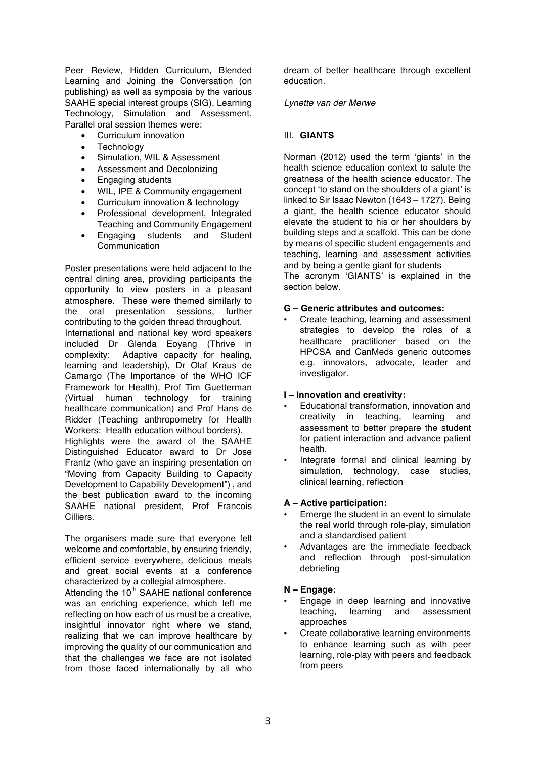Peer Review, Hidden Curriculum, Blended Learning and Joining the Conversation (on publishing) as well as symposia by the various SAAHE special interest groups (SIG), Learning Technology, Simulation and Assessment. Parallel oral session themes were:

- Curriculum innovation
- Technology
- Simulation, WIL & Assessment
- Assessment and Decolonizing
- Engaging students
- WIL, IPE & Community engagement
- Curriculum innovation & technology
- Professional development, Integrated Teaching and Community Engagement
- Engaging students and Student Communication

Poster presentations were held adjacent to the central dining area, providing participants the opportunity to view posters in a pleasant atmosphere. These were themed similarly to the oral presentation sessions, further contributing to the golden thread throughout.

International and national key word speakers included Dr Glenda Eoyang (Thrive in complexity: Adaptive capacity for healing, learning and leadership), Dr Olaf Kraus de Camargo (The Importance of the WHO ICF Framework for Health), Prof Tim Guetterman (Virtual human technology for training healthcare communication) and Prof Hans de Ridder (Teaching anthropometry for Health Workers: Health education without borders).

Highlights were the award of the SAAHE Distinguished Educator award to Dr Jose Frantz (who gave an inspiring presentation on "Moving from Capacity Building to Capacity Development to Capability Development") , and the best publication award to the incoming SAAHE national president, Prof Francois Cilliers.

The organisers made sure that everyone felt welcome and comfortable, by ensuring friendly, efficient service everywhere, delicious meals and great social events at a conference characterized by a collegial atmosphere.

Attending the 10th SAAHE national conference was an enriching experience, which left me reflecting on how each of us must be a creative, insightful innovator right where we stand, realizing that we can improve healthcare by improving the quality of our communication and that the challenges we face are not isolated from those faced internationally by all who dream of better healthcare through excellent education.

*Lynette van der Merwe*

## III. GIANTS

Norman (2012) used the term 'giants' in the health science education context to salute the greatness of the health science educator. The concept 'to stand on the shoulders of a giant' is linked to Sir Isaac Newton (1643 – 1727). Being a giant, the health science educator should elevate the student to his or her shoulders by building steps and a scaffold. This can be done by means of specific student engagements and teaching, learning and assessment activities and by being a gentle giant for students

The acronym 'GIANTS' is explained in the section below.

**G – Generic attributes and outcomes:**

- Create teaching, learning and assessment strategies to develop the roles of a healthcare practitioner based on the HPCSA and CanMeds generic outcomes e.g. innovators, advocate, leader and investigator.

**I – Innovation and creativity:**

- Educational transformation, innovation and creativity in teaching, learning and assessment to better prepare the student for patient interaction and advance patient health.
- Integrate formal and clinical learning by simulation, technology, case studies, clinical learning, reflection

**A – Active participation:**

- Emerge the student in an event to simulate the real world through role-play, simulation and a standardised patient
- Advantages are the immediate feedback and reflection through post-simulation debriefing

**N – Engage:**

- Engage in deep learning and innovative teaching, learning and assessment approaches
- Create collaborative learning environments to enhance learning such as with peer learning, role-play with peers and feedback from peers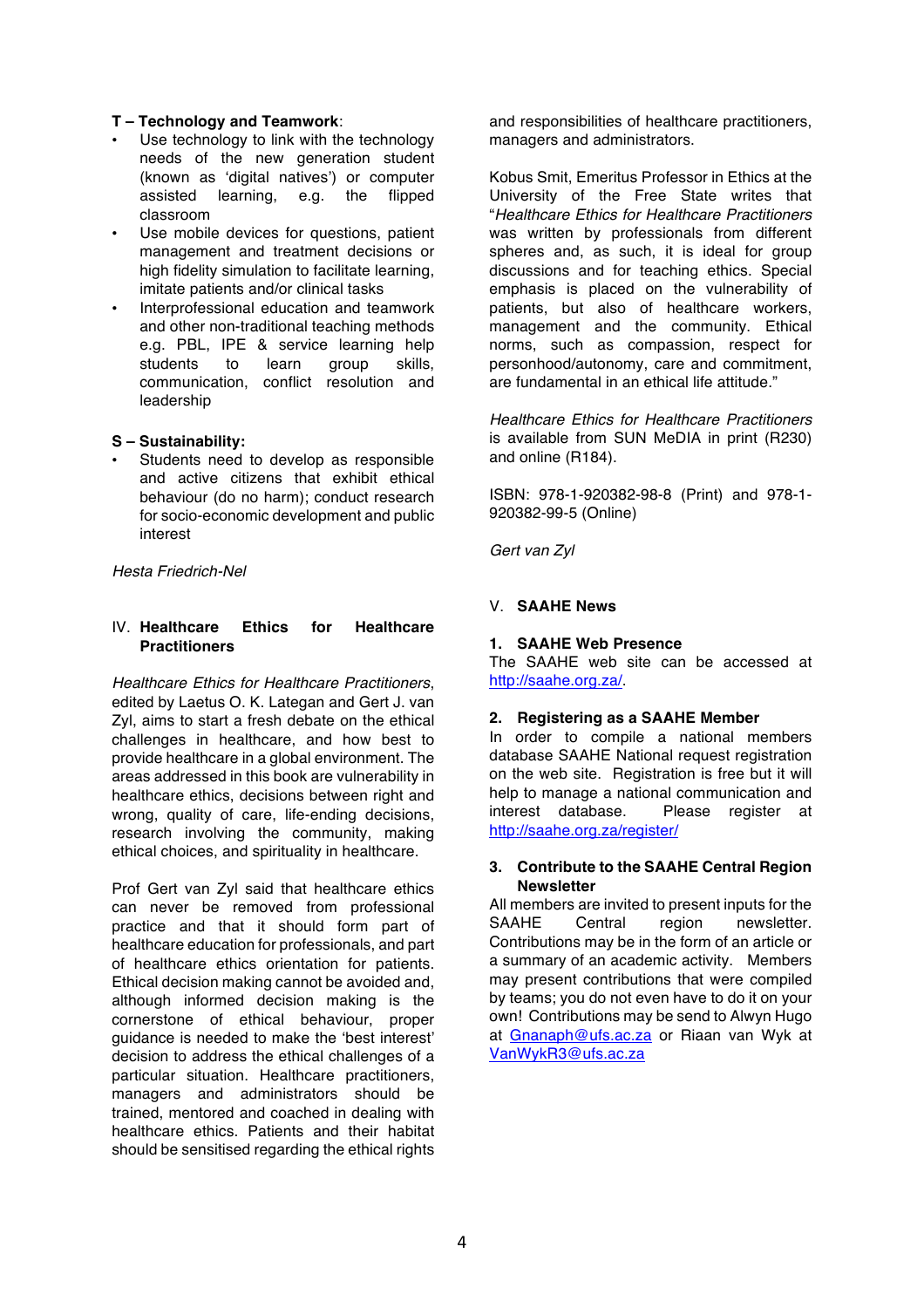**T – Technology and Teamwork**:

- Use technology to link with the technology needs of the new generation student (known as 'digital natives') or computer assisted learning, e.g. the flipped classroom
- Use mobile devices for questions, patient management and treatment decisions or high fidelity simulation to facilitate learning, imitate patients and/or clinical tasks
- Interprofessional education and teamwork and other non-traditional teaching methods e.g. PBL, IPE & service learning help students to learn group skills, communication, conflict resolution and leadership

**S – Sustainability:**

- Students need to develop as responsible and active citizens that exhibit ethical behaviour (do no harm); conduct research for socio-economic development and public interest

*Hesta Friedrich-Nel*

## IV. Healthcare Ethics for Healthcare Practitioners

*Healthcare Ethics for Healthcare Practitioners*, edited by Laetus O. K. Lategan and Gert J. van Zyl, aims to start a fresh debate on the ethical challenges in healthcare, and how best to provide healthcare in a global environment. The areas addressed in this book are vulnerability in healthcare ethics, decisions between right and wrong, quality of care, life-ending decisions, research involving the community, making ethical choices, and spirituality in healthcare.

Prof Gert van Zyl said that healthcare ethics can never be removed from professional practice and that it should form part of healthcare education for professionals, and part of healthcare ethics orientation for patients. Ethical decision making cannot be avoided and, although informed decision making is the cornerstone of ethical behaviour, proper guidance is needed to make the 'best interest' decision to address the ethical challenges of a particular situation. Healthcare practitioners, managers and administrators should be trained, mentored and coached in dealing with healthcare ethics. Patients and their habitat should be sensitised regarding the ethical rights and responsibilities of healthcare practitioners, managers and administrators.

Kobus Smit, Emeritus Professor in Ethics at the University of the Free State writes that "*Healthcare Ethics for Healthcare Practitioners* was written by professionals from different spheres and, as such, it is ideal for group discussions and for teaching ethics. Special emphasis is placed on the vulnerability of patients, but also of healthcare workers, management and the community. Ethical norms, such as compassion, respect for personhood/autonomy, care and commitment, are fundamental in an ethical life attitude."

*Healthcare Ethics for Healthcare Practitioners* is available from SUN MeDIA in print (R230) and online (R184).

ISBN: 978-1-920382-98-8 (Print) and 978-1-920382-99-5 (Online)

*Gert van Zyl*

## V. SAAHE News

### 1. SAAHE Web Presence

The SAAHE web site can be accessed at http://saahe.org.za/.

### 2. Registering as a SAAHE Member

In order to compile a national members database SAAHE National request registration on the web site. Registration is free but it will help to manage a national communication and interest database. Please register at http://saahe.org.za/register/

### 3. Contribute to the SAAHE Central Region Newsletter

All members are invited to present inputs for the SAAHE Central region newsletter. Contributions may be in the form of an article or a summary of an academic activity. Members may present contributions that were compiled by teams; you do not even have to do it on your own! Contributions may be send to Alwyn Hugo at Gnanaph@ufs.ac.za or Riaan van Wyk at VanWykR3@ufs.ac.za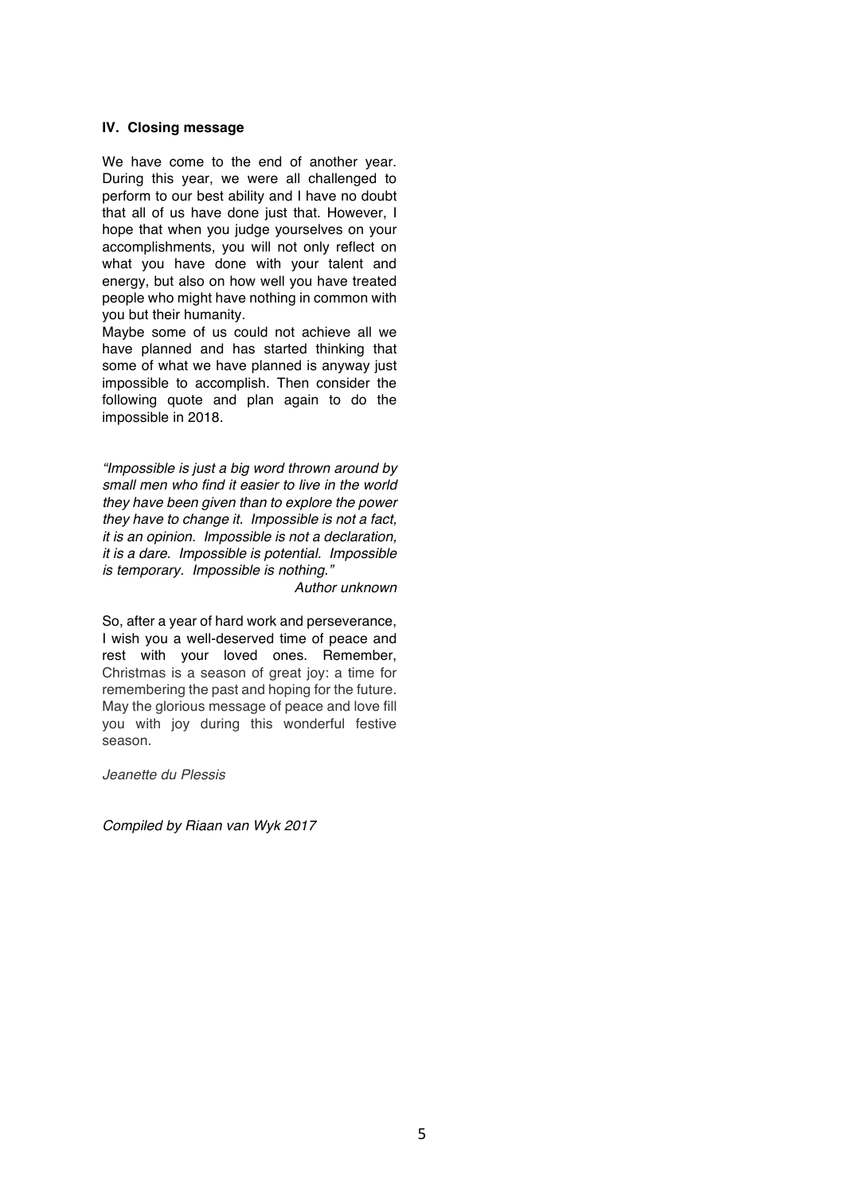## IV. Closing message

We have come to the end of another year. During this year, we were all challenged to perform to our best ability and I have no doubt that all of us have done just that. However, I hope that when you judge yourselves on your accomplishments, you will not only reflect on what you have done with your talent and energy, but also on how well you have treated people who might have nothing in common with you but their humanity.

Maybe some of us could not achieve all we have planned and has started thinking that some of what we have planned is anyway just impossible to accomplish. Then consider the following quote and plan again to do the impossible in 2018.

*"Impossible is just a big word thrown around by small men who find it easier to live in the world they have been given than to explore the power they have to change it. Impossible is not a fact, it is an opinion. Impossible is not a declaration, it is a dare. Impossible is potential. Impossible is temporary. Impossible is nothing."*

*Author unknown*

So, after a year of hard work and perseverance, I wish you a well-deserved time of peace and rest with your loved ones. Remember, Christmas is a season of great joy: a time for remembering the past and hoping for the future. May the glorious message of peace and love fill you with joy during this wonderful festive season.

*Jeanette du Plessis*

*Compiled by Riaan van Wyk 2017*